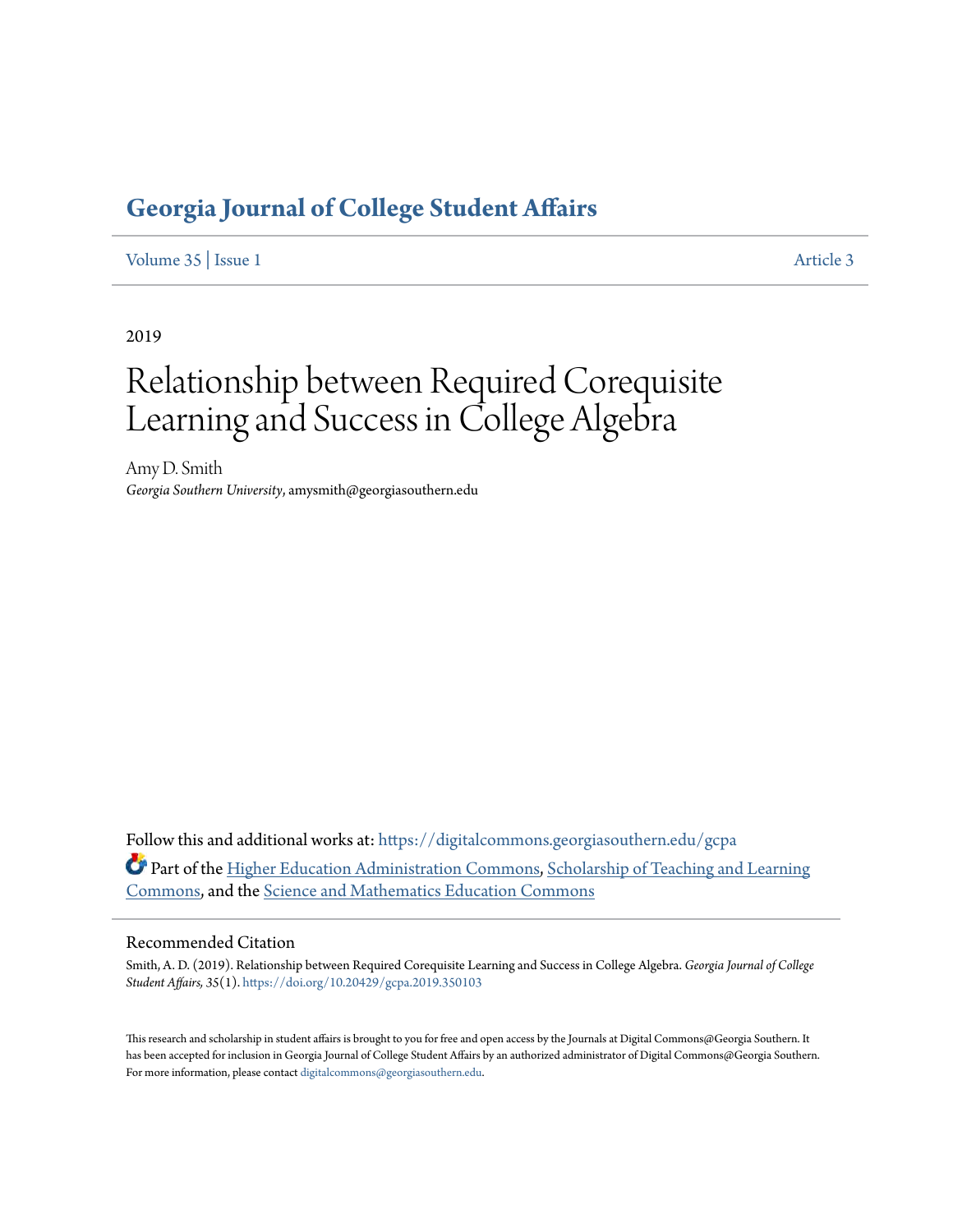# Georgia Journal of College Student Affairs

Volume 35 | Issue 1 Article 3

2019

# Relationship between Required Corequisite Learning and Success in College Algebra

Amy D. Smith
*Georgia Southern University*, amysmith@georgiasouthern.edu

Follow this and additional works at: https://digitalcommons.georgiasouthern.edu/gcpa

Part of the Higher Education Administration Commons, Scholarship of Teaching and Learning Commons, and the Science and Mathematics Education Commons

## Recommended Citation

Smith, A. D. (2019). Relationship between Required Corequisite Learning and Success in College Algebra. *Georgia Journal of College Student Affairs, 35*(1). https://doi.org/10.20429/gcpa.2019.350103

This research and scholarship in student affairs is brought to you for free and open access by the Journals at Digital Commons@Georgia Southern. It has been accepted for inclusion in Georgia Journal of College Student Affairs by an authorized administrator of Digital Commons@Georgia Southern. For more information, please contact digitalcommons@georgiasouthern.edu.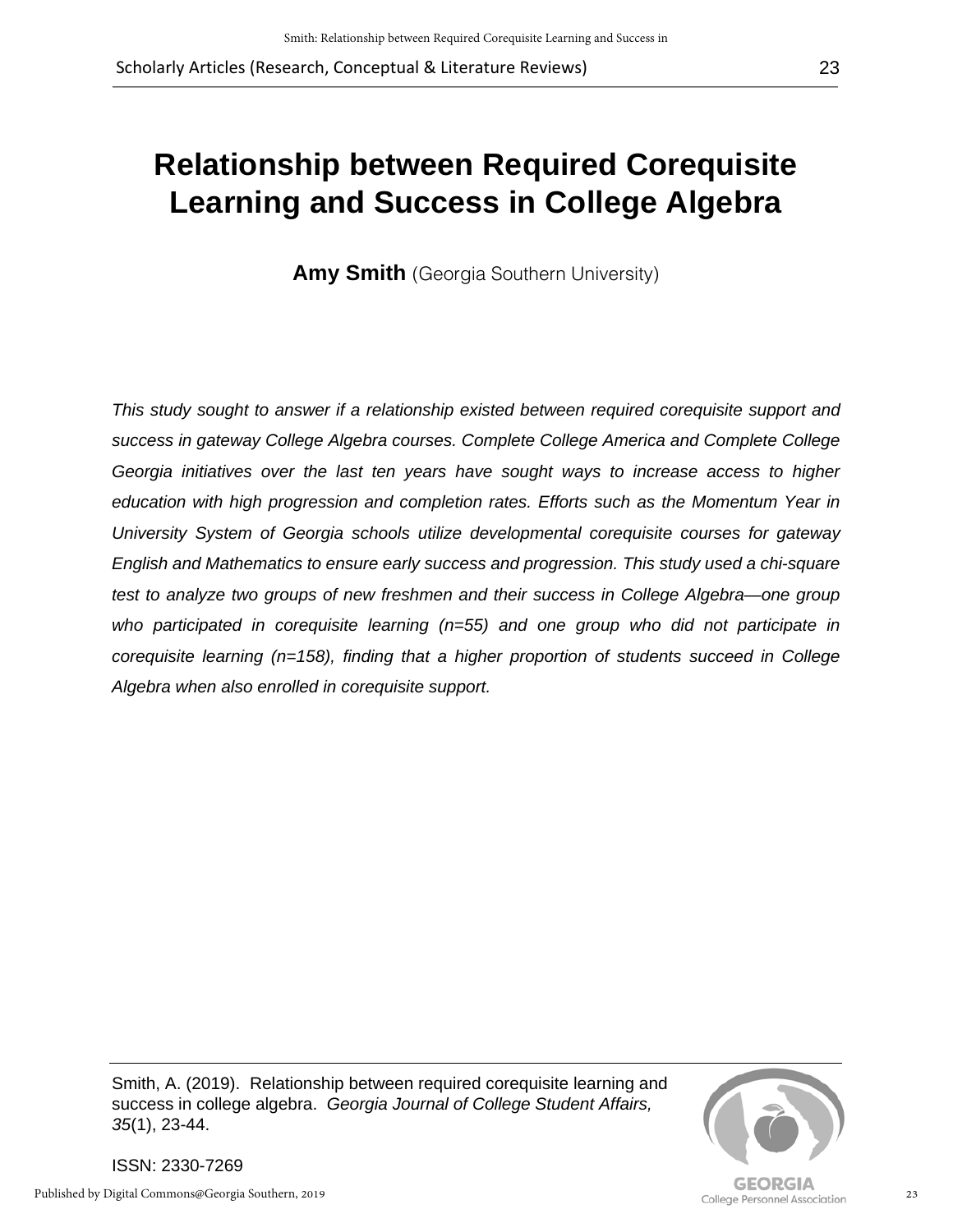# Relationship between Required Corequisite Learning and Success in College Algebra

**Amy Smith** (Georgia Southern University)

*This study sought to answer if a relationship existed between required corequisite support and success in gateway College Algebra courses. Complete College America and Complete College Georgia initiatives over the last ten years have sought ways to increase access to higher education with high progression and completion rates. Efforts such as the Momentum Year in University System of Georgia schools utilize developmental corequisite courses for gateway English and Mathematics to ensure early success and progression. This study used a chi-square test to analyze two groups of new freshmen and their success in College Algebra—one group who participated in corequisite learning (n=55) and one group who did not participate in corequisite learning (n=158), finding that a higher proportion of students succeed in College Algebra when also enrolled in corequisite support.*

Smith, A. (2019). Relationship between required corequisite learning and success in college algebra. *Georgia Journal of College Student Affairs, 35*(1), 23-44.

ISSN: 2330-7269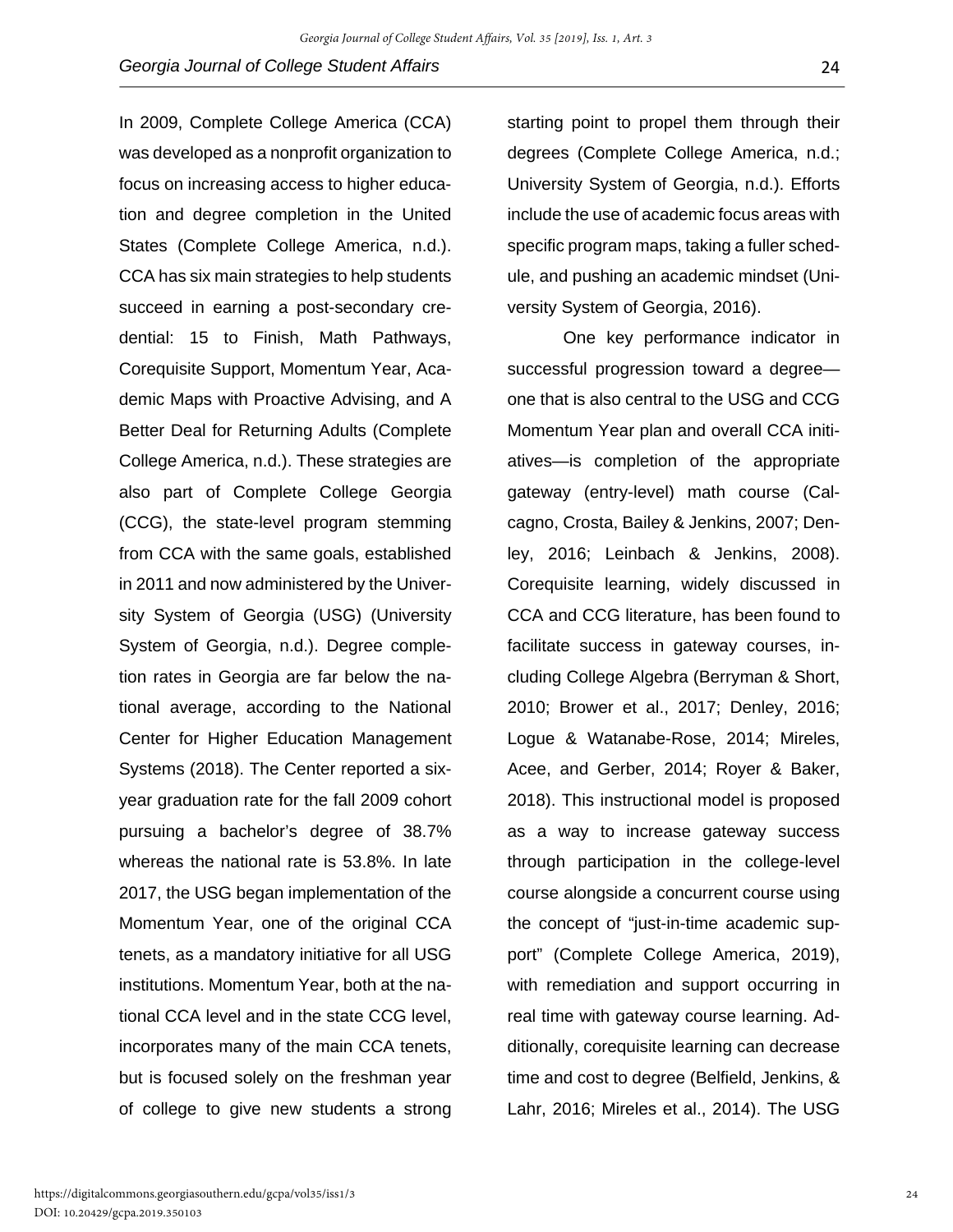In 2009, Complete College America (CCA) was developed as a nonprofit organization to focus on increasing access to higher education and degree completion in the United States (Complete College America, n.d.). CCA has six main strategies to help students succeed in earning a post-secondary credential: 15 to Finish, Math Pathways, Corequisite Support, Momentum Year, Academic Maps with Proactive Advising, and A Better Deal for Returning Adults (Complete College America, n.d.). These strategies are also part of Complete College Georgia (CCG), the state-level program stemming from CCA with the same goals, established in 2011 and now administered by the University System of Georgia (USG) (University System of Georgia, n.d.). Degree completion rates in Georgia are far below the national average, according to the National Center for Higher Education Management Systems (2018). The Center reported a six-year graduation rate for the fall 2009 cohort pursuing a bachelor's degree of 38.7% whereas the national rate is 53.8%. In late 2017, the USG began implementation of the Momentum Year, one of the original CCA tenets, as a mandatory initiative for all USG institutions. Momentum Year, both at the national CCA level and in the state CCG level, incorporates many of the main CCA tenets, but is focused solely on the freshman year of college to give new students a strong starting point to propel them through their degrees (Complete College America, n.d.; University System of Georgia, n.d.). Efforts include the use of academic focus areas with specific program maps, taking a fuller schedule, and pushing an academic mindset (University System of Georgia, 2016).

One key performance indicator in successful progression toward a degree—one that is also central to the USG and CCG Momentum Year plan and overall CCA initiatives—is completion of the appropriate gateway (entry-level) math course (Calcagno, Crosta, Bailey & Jenkins, 2007; Denley, 2016; Leinbach & Jenkins, 2008). Corequisite learning, widely discussed in CCA and CCG literature, has been found to facilitate success in gateway courses, including College Algebra (Berryman & Short, 2010; Brower et al., 2017; Denley, 2016; Logue & Watanabe-Rose, 2014; Mireles, Acee, and Gerber, 2014; Royer & Baker, 2018). This instructional model is proposed as a way to increase gateway success through participation in the college-level course alongside a concurrent course using the concept of "just-in-time academic support" (Complete College America, 2019), with remediation and support occurring in real time with gateway course learning. Additionally, corequisite learning can decrease time and cost to degree (Belfield, Jenkins, & Lahr, 2016; Mireles et al., 2014). The USG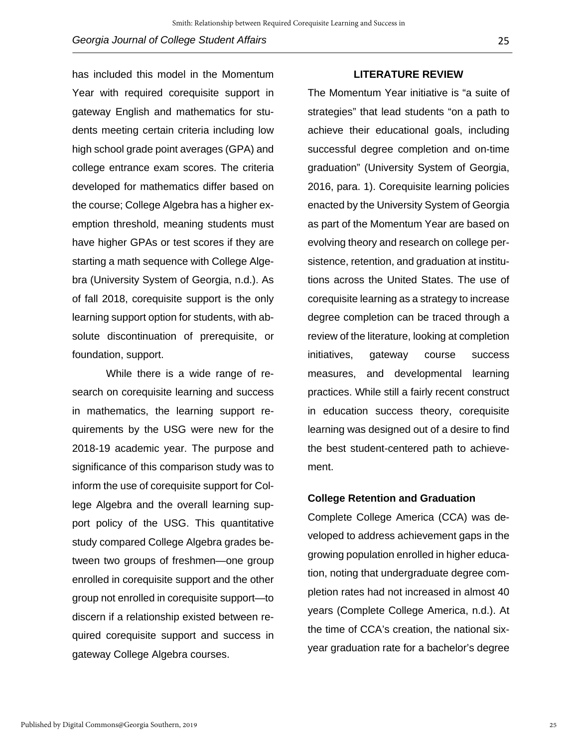has included this model in the Momentum Year with required corequisite support in gateway English and mathematics for students meeting certain criteria including low high school grade point averages (GPA) and college entrance exam scores. The criteria developed for mathematics differ based on the course; College Algebra has a higher exemption threshold, meaning students must have higher GPAs or test scores if they are starting a math sequence with College Algebra (University System of Georgia, n.d.). As of fall 2018, corequisite support is the only learning support option for students, with absolute discontinuation of prerequisite, or foundation, support.

While there is a wide range of research on corequisite learning and success in mathematics, the learning support requirements by the USG were new for the 2018-19 academic year. The purpose and significance of this comparison study was to inform the use of corequisite support for College Algebra and the overall learning support policy of the USG. This quantitative study compared College Algebra grades between two groups of freshmen—one group enrolled in corequisite support and the other group not enrolled in corequisite support—to discern if a relationship existed between required corequisite support and success in gateway College Algebra courses.

## LITERATURE REVIEW

The Momentum Year initiative is "a suite of strategies" that lead students "on a path to achieve their educational goals, including successful degree completion and on-time graduation" (University System of Georgia, 2016, para. 1). Corequisite learning policies enacted by the University System of Georgia as part of the Momentum Year are based on evolving theory and research on college persistence, retention, and graduation at institutions across the United States. The use of corequisite learning as a strategy to increase degree completion can be traced through a review of the literature, looking at completion initiatives, gateway course success measures, and developmental learning practices. While still a fairly recent construct in education success theory, corequisite learning was designed out of a desire to find the best student-centered path to achievement.

### College Retention and Graduation

Complete College America (CCA) was developed to address achievement gaps in the growing population enrolled in higher education, noting that undergraduate degree completion rates had not increased in almost 40 years (Complete College America, n.d.). At the time of CCA's creation, the national six-year graduation rate for a bachelor's degree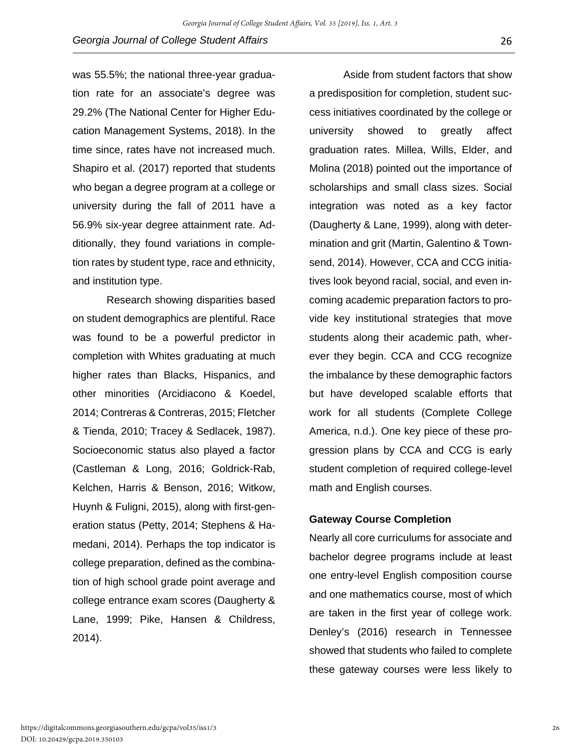was 55.5%; the national three-year graduation rate for an associate's degree was 29.2% (The National Center for Higher Education Management Systems, 2018). In the time since, rates have not increased much. Shapiro et al. (2017) reported that students who began a degree program at a college or university during the fall of 2011 have a 56.9% six-year degree attainment rate. Additionally, they found variations in completion rates by student type, race and ethnicity, and institution type.

Research showing disparities based on student demographics are plentiful. Race was found to be a powerful predictor in completion with Whites graduating at much higher rates than Blacks, Hispanics, and other minorities (Arcidiacono & Koedel, 2014; Contreras & Contreras, 2015; Fletcher & Tienda, 2010; Tracey & Sedlacek, 1987). Socioeconomic status also played a factor (Castleman & Long, 2016; Goldrick-Rab, Kelchen, Harris & Benson, 2016; Witkow, Huynh & Fuligni, 2015), along with first-generation status (Petty, 2014; Stephens & Hamedani, 2014). Perhaps the top indicator is college preparation, defined as the combination of high school grade point average and college entrance exam scores (Daugherty & Lane, 1999; Pike, Hansen & Childress, 2014).

Aside from student factors that show a predisposition for completion, student success initiatives coordinated by the college or university showed to greatly affect graduation rates. Millea, Wills, Elder, and Molina (2018) pointed out the importance of scholarships and small class sizes. Social integration was noted as a key factor (Daugherty & Lane, 1999), along with determination and grit (Martin, Galentino & Townsend, 2014). However, CCA and CCG initiatives look beyond racial, social, and even incoming academic preparation factors to provide key institutional strategies that move students along their academic path, wherever they begin. CCA and CCG recognize the imbalance by these demographic factors but have developed scalable efforts that work for all students (Complete College America, n.d.). One key piece of these progression plans by CCA and CCG is early student completion of required college-level math and English courses.

## Gateway Course Completion

Nearly all core curriculums for associate and bachelor degree programs include at least one entry-level English composition course and one mathematics course, most of which are taken in the first year of college work. Denley's (2016) research in Tennessee showed that students who failed to complete these gateway courses were less likely to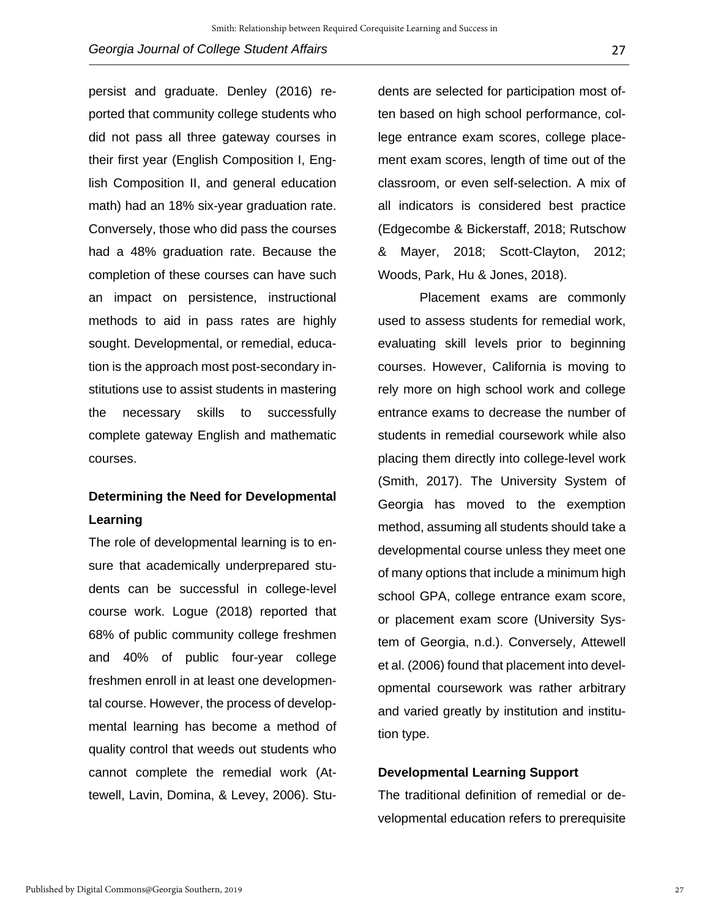persist and graduate. Denley (2016) reported that community college students who did not pass all three gateway courses in their first year (English Composition I, English Composition II, and general education math) had an 18% six-year graduation rate. Conversely, those who did pass the courses had a 48% graduation rate. Because the completion of these courses can have such an impact on persistence, instructional methods to aid in pass rates are highly sought. Developmental, or remedial, education is the approach most post-secondary institutions use to assist students in mastering the necessary skills to successfully complete gateway English and mathematic courses.

### Determining the Need for Developmental Learning

The role of developmental learning is to ensure that academically underprepared students can be successful in college-level course work. Logue (2018) reported that 68% of public community college freshmen and 40% of public four-year college freshmen enroll in at least one developmental course. However, the process of developmental learning has become a method of quality control that weeds out students who cannot complete the remedial work (Attewell, Lavin, Domina, & Levey, 2006). Students are selected for participation most often based on high school performance, college entrance exam scores, college placement exam scores, length of time out of the classroom, or even self-selection. A mix of all indicators is considered best practice (Edgecombe & Bickerstaff, 2018; Rutschow & Mayer, 2018; Scott-Clayton, 2012; Woods, Park, Hu & Jones, 2018).

Placement exams are commonly used to assess students for remedial work, evaluating skill levels prior to beginning courses. However, California is moving to rely more on high school work and college entrance exams to decrease the number of students in remedial coursework while also placing them directly into college-level work (Smith, 2017). The University System of Georgia has moved to the exemption method, assuming all students should take a developmental course unless they meet one of many options that include a minimum high school GPA, college entrance exam score, or placement exam score (University System of Georgia, n.d.). Conversely, Attewell et al. (2006) found that placement into developmental coursework was rather arbitrary and varied greatly by institution and institution type.

### Developmental Learning Support

The traditional definition of remedial or developmental education refers to prerequisite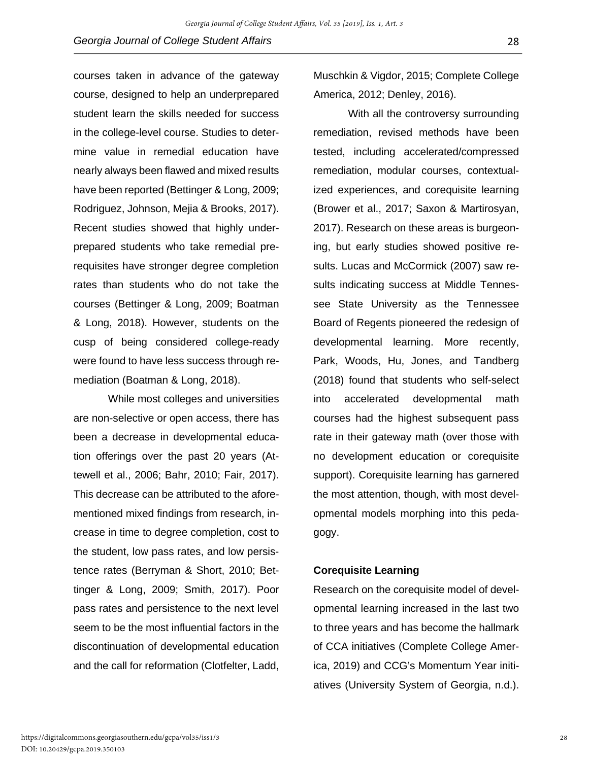courses taken in advance of the gateway course, designed to help an underprepared student learn the skills needed for success in the college-level course. Studies to determine value in remedial education have nearly always been flawed and mixed results have been reported (Bettinger & Long, 2009; Rodriguez, Johnson, Mejia & Brooks, 2017). Recent studies showed that highly underprepared students who take remedial prerequisites have stronger degree completion rates than students who do not take the courses (Bettinger & Long, 2009; Boatman & Long, 2018). However, students on the cusp of being considered college-ready were found to have less success through remediation (Boatman & Long, 2018).

While most colleges and universities are non-selective or open access, there has been a decrease in developmental education offerings over the past 20 years (Attewell et al., 2006; Bahr, 2010; Fair, 2017). This decrease can be attributed to the aforementioned mixed findings from research, increase in time to degree completion, cost to the student, low pass rates, and low persistence rates (Berryman & Short, 2010; Bettinger & Long, 2009; Smith, 2017). Poor pass rates and persistence to the next level seem to be the most influential factors in the discontinuation of developmental education and the call for reformation (Clotfelter, Ladd, Muschkin & Vigdor, 2015; Complete College America, 2012; Denley, 2016).

With all the controversy surrounding remediation, revised methods have been tested, including accelerated/compressed remediation, modular courses, contextualized experiences, and corequisite learning (Brower et al., 2017; Saxon & Martirosyan, 2017). Research on these areas is burgeoning, but early studies showed positive results. Lucas and McCormick (2007) saw results indicating success at Middle Tennessee State University as the Tennessee Board of Regents pioneered the redesign of developmental learning. More recently, Park, Woods, Hu, Jones, and Tandberg (2018) found that students who self-select into accelerated developmental math courses had the highest subsequent pass rate in their gateway math (over those with no development education or corequisite support). Corequisite learning has garnered the most attention, though, with most developmental models morphing into this pedagogy.

**Corequisite Learning**

Research on the corequisite model of developmental learning increased in the last two to three years and has become the hallmark of CCA initiatives (Complete College America, 2019) and CCG's Momentum Year initiatives (University System of Georgia, n.d.).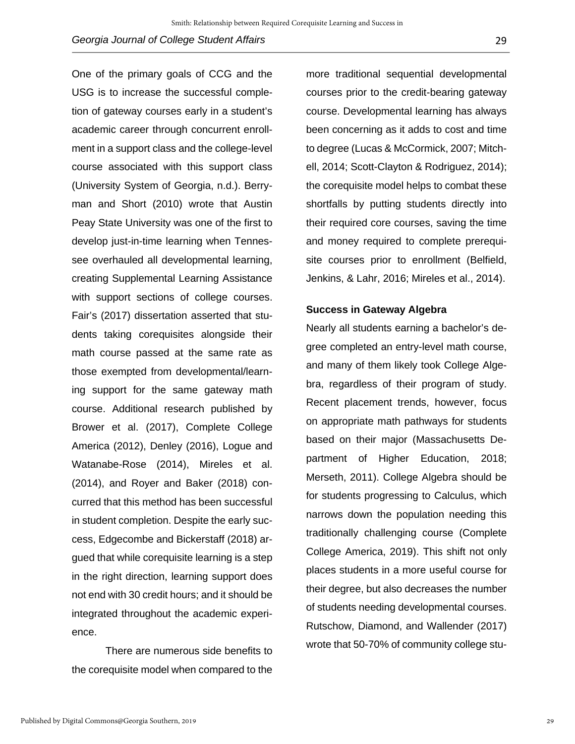One of the primary goals of CCG and the USG is to increase the successful completion of gateway courses early in a student's academic career through concurrent enrollment in a support class and the college-level course associated with this support class (University System of Georgia, n.d.). Berryman and Short (2010) wrote that Austin Peay State University was one of the first to develop just-in-time learning when Tennessee overhauled all developmental learning, creating Supplemental Learning Assistance with support sections of college courses. Fair's (2017) dissertation asserted that students taking corequisites alongside their math course passed at the same rate as those exempted from developmental/learning support for the same gateway math course. Additional research published by Brower et al. (2017), Complete College America (2012), Denley (2016), Logue and Watanabe-Rose (2014), Mireles et al. (2014), and Royer and Baker (2018) concurred that this method has been successful in student completion. Despite the early success, Edgecombe and Bickerstaff (2018) argued that while corequisite learning is a step in the right direction, learning support does not end with 30 credit hours; and it should be integrated throughout the academic experience.

There are numerous side benefits to the corequisite model when compared to the more traditional sequential developmental courses prior to the credit-bearing gateway course. Developmental learning has always been concerning as it adds to cost and time to degree (Lucas & McCormick, 2007; Mitchell, 2014; Scott-Clayton & Rodriguez, 2014); the corequisite model helps to combat these shortfalls by putting students directly into their required core courses, saving the time and money required to complete prerequisite courses prior to enrollment (Belfield, Jenkins, & Lahr, 2016; Mireles et al., 2014).

### Success in Gateway Algebra

Nearly all students earning a bachelor's degree completed an entry-level math course, and many of them likely took College Algebra, regardless of their program of study. Recent placement trends, however, focus on appropriate math pathways for students based on their major (Massachusetts Department of Higher Education, 2018; Merseth, 2011). College Algebra should be for students progressing to Calculus, which narrows down the population needing this traditionally challenging course (Complete College America, 2019). This shift not only places students in a more useful course for their degree, but also decreases the number of students needing developmental courses. Rutschow, Diamond, and Wallender (2017) wrote that 50-70% of community college stu-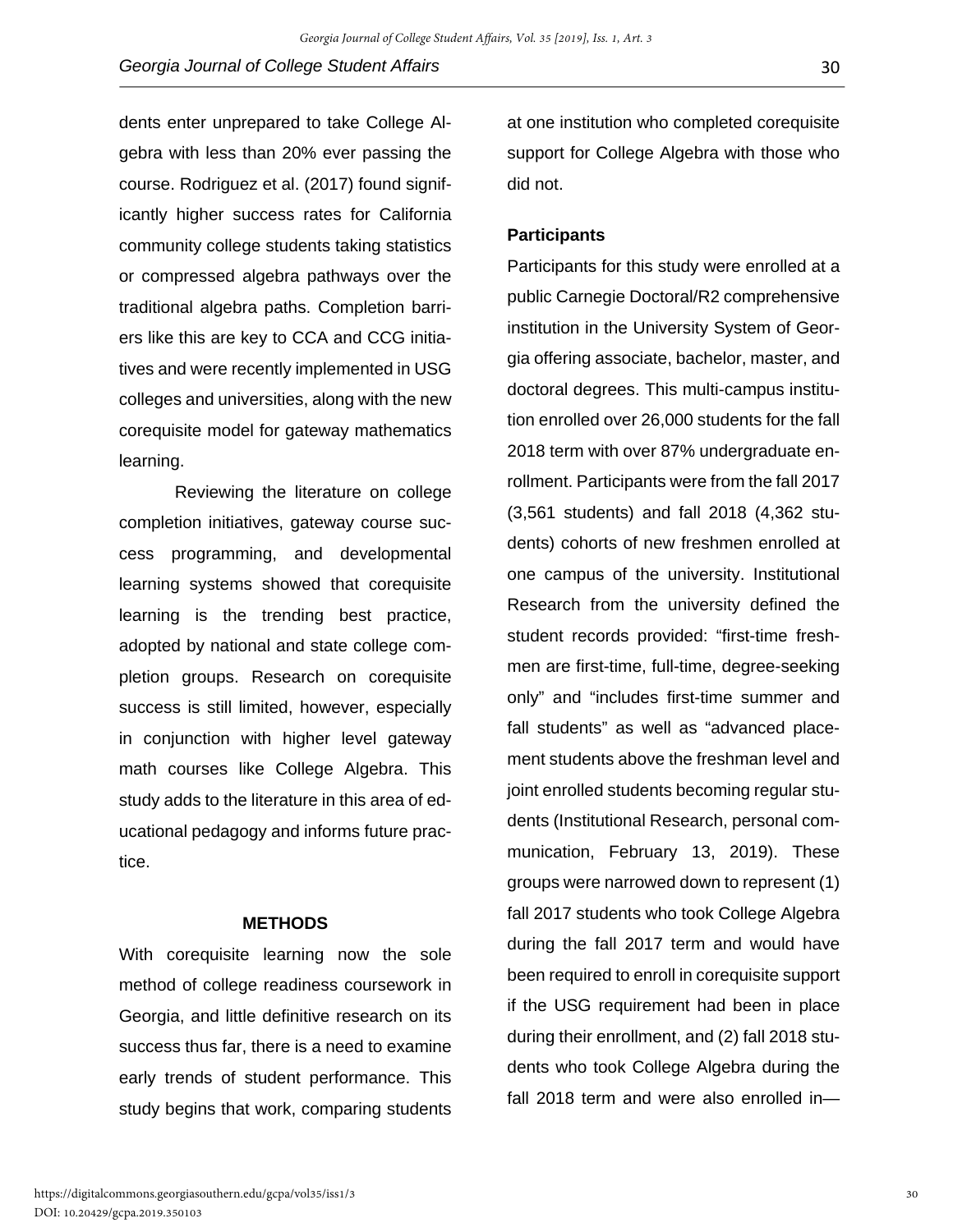dents enter unprepared to take College Algebra with less than 20% ever passing the course. Rodriguez et al. (2017) found significantly higher success rates for California community college students taking statistics or compressed algebra pathways over the traditional algebra paths. Completion barriers like this are key to CCA and CCG initiatives and were recently implemented in USG colleges and universities, along with the new corequisite model for gateway mathematics learning.

Reviewing the literature on college completion initiatives, gateway course success programming, and developmental learning systems showed that corequisite learning is the trending best practice, adopted by national and state college completion groups. Research on corequisite success is still limited, however, especially in conjunction with higher level gateway math courses like College Algebra. This study adds to the literature in this area of educational pedagogy and informs future practice.

## METHODS

With corequisite learning now the sole method of college readiness coursework in Georgia, and little definitive research on its success thus far, there is a need to examine early trends of student performance. This study begins that work, comparing students at one institution who completed corequisite support for College Algebra with those who did not.

### Participants

Participants for this study were enrolled at a public Carnegie Doctoral/R2 comprehensive institution in the University System of Georgia offering associate, bachelor, master, and doctoral degrees. This multi-campus institution enrolled over 26,000 students for the fall 2018 term with over 87% undergraduate enrollment. Participants were from the fall 2017 (3,561 students) and fall 2018 (4,362 students) cohorts of new freshmen enrolled at one campus of the university. Institutional Research from the university defined the student records provided: "first-time freshmen are first-time, full-time, degree-seeking only" and "includes first-time summer and fall students" as well as "advanced placement students above the freshman level and joint enrolled students becoming regular students (Institutional Research, personal communication, February 13, 2019). These groups were narrowed down to represent (1) fall 2017 students who took College Algebra during the fall 2017 term and would have been required to enroll in corequisite support if the USG requirement had been in place during their enrollment, and (2) fall 2018 students who took College Algebra during the fall 2018 term and were also enrolled in—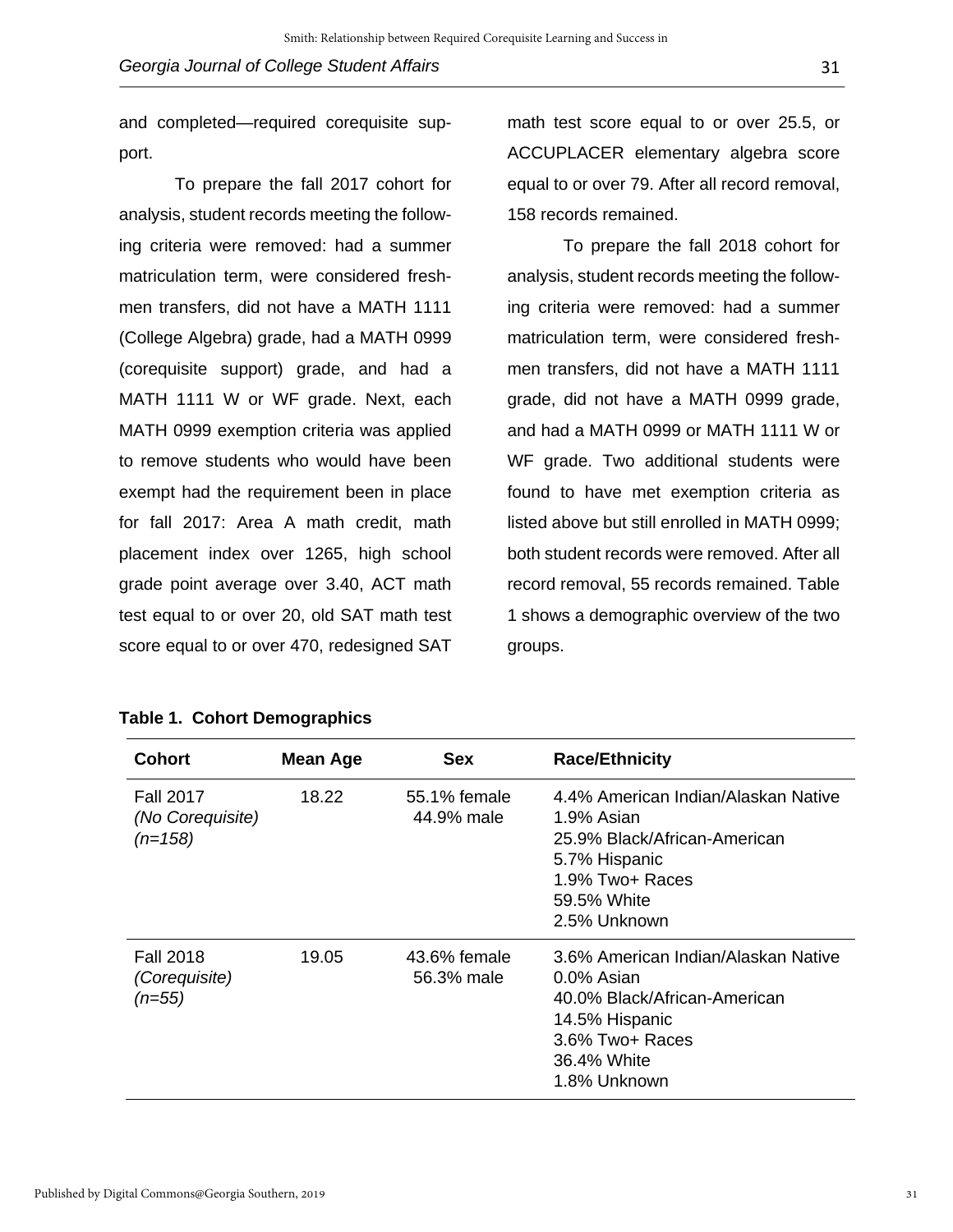and completed—required corequisite support.

To prepare the fall 2017 cohort for analysis, student records meeting the following criteria were removed: had a summer matriculation term, were considered freshmen transfers, did not have a MATH 1111 (College Algebra) grade, had a MATH 0999 (corequisite support) grade, and had a MATH 1111 W or WF grade. Next, each MATH 0999 exemption criteria was applied to remove students who would have been exempt had the requirement been in place for fall 2017: Area A math credit, math placement index over 1265, high school grade point average over 3.40, ACT math test equal to or over 20, old SAT math test score equal to or over 470, redesigned SAT math test score equal to or over 25.5, or ACCUPLACER elementary algebra score equal to or over 79. After all record removal, 158 records remained.

To prepare the fall 2018 cohort for analysis, student records meeting the following criteria were removed: had a summer matriculation term, were considered freshmen transfers, did not have a MATH 1111 grade, did not have a MATH 0999 grade, and had a MATH 0999 or MATH 1111 W or WF grade. Two additional students were found to have met exemption criteria as listed above but still enrolled in MATH 0999; both student records were removed. After all record removal, 55 records remained. Table 1 shows a demographic overview of the two groups.

**Table 1. Cohort Demographics**

| Cohort | Mean Age | Sex | Race/Ethnicity |
|---|---|---|---|
| Fall 2017 *(No Corequisite)* *(n=158)* | 18.22 | 55.1% female 44.9% male | 4.4% American Indian/Alaskan Native 1.9% Asian 25.9% Black/African-American 5.7% Hispanic 1.9% Two+ Races 59.5% White 2.5% Unknown |
| Fall 2018 *(Corequisite)* *(n=55)* | 19.05 | 43.6% female 56.3% male | 3.6% American Indian/Alaskan Native 0.0% Asian 40.0% Black/African-American 14.5% Hispanic 3.6% Two+ Races 36.4% White 1.8% Unknown |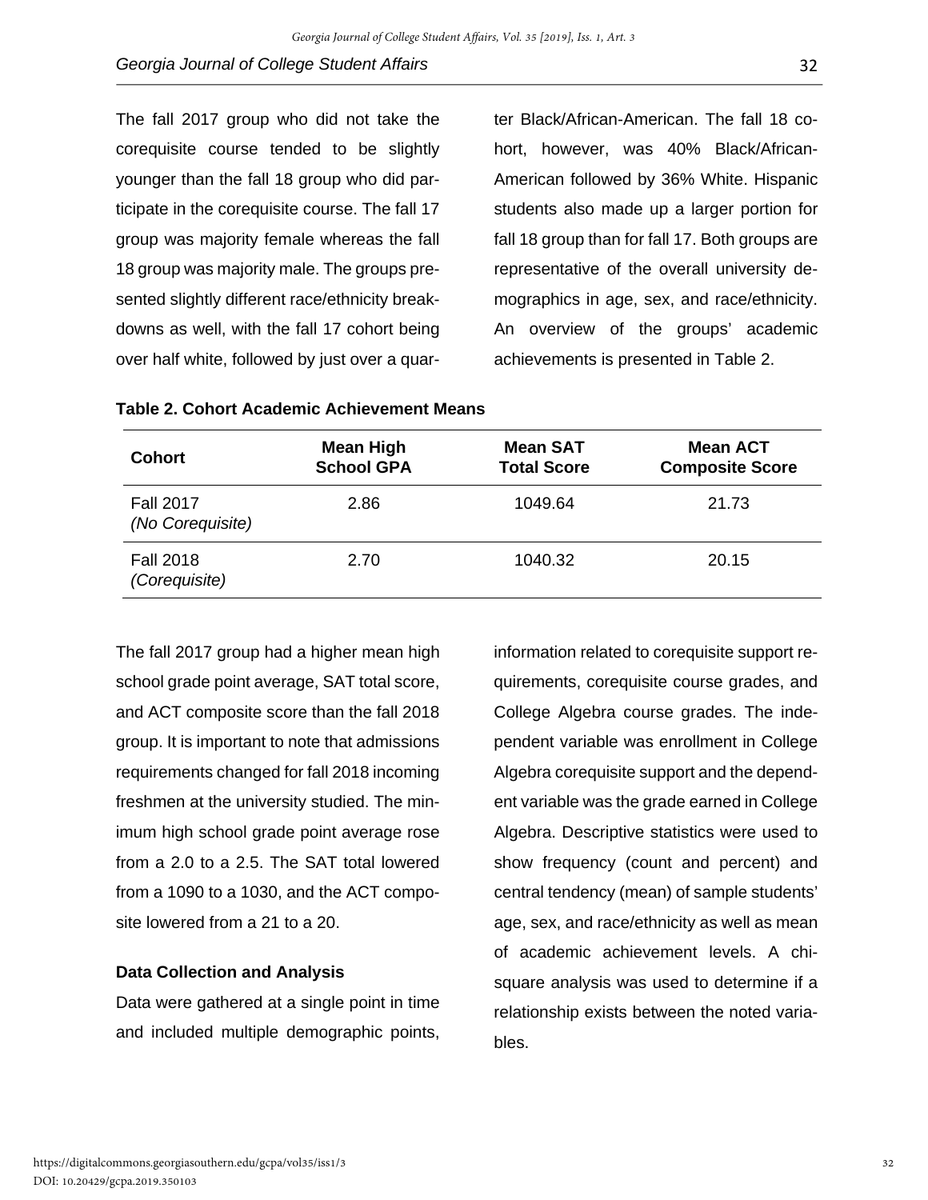The fall 2017 group who did not take the corequisite course tended to be slightly younger than the fall 18 group who did participate in the corequisite course. The fall 17 group was majority female whereas the fall 18 group was majority male. The groups presented slightly different race/ethnicity breakdowns as well, with the fall 17 cohort being over half white, followed by just over a quarter Black/African-American. The fall 18 cohort, however, was 40% Black/African-American followed by 36% White. Hispanic students also made up a larger portion for fall 18 group than for fall 17. Both groups are representative of the overall university demographics in age, sex, and race/ethnicity. An overview of the groups' academic achievements is presented in Table 2.

**Table 2. Cohort Academic Achievement Means**

| Cohort | Mean High School GPA | Mean SAT Total Score | Mean ACT Composite Score |
|---|---|---|---|
| Fall 2017 *(No Corequisite)* | 2.86 | 1049.64 | 21.73 |
| Fall 2018 *(Corequisite)* | 2.70 | 1040.32 | 20.15 |

The fall 2017 group had a higher mean high school grade point average, SAT total score, and ACT composite score than the fall 2018 group. It is important to note that admissions requirements changed for fall 2018 incoming freshmen at the university studied. The minimum high school grade point average rose from a 2.0 to a 2.5. The SAT total lowered from a 1090 to a 1030, and the ACT composite lowered from a 21 to a 20.

### Data Collection and Analysis

Data were gathered at a single point in time and included multiple demographic points, information related to corequisite support requirements, corequisite course grades, and College Algebra course grades. The independent variable was enrollment in College Algebra corequisite support and the dependent variable was the grade earned in College Algebra. Descriptive statistics were used to show frequency (count and percent) and central tendency (mean) of sample students' age, sex, and race/ethnicity as well as mean of academic achievement levels. A chi-square analysis was used to determine if a relationship exists between the noted variables.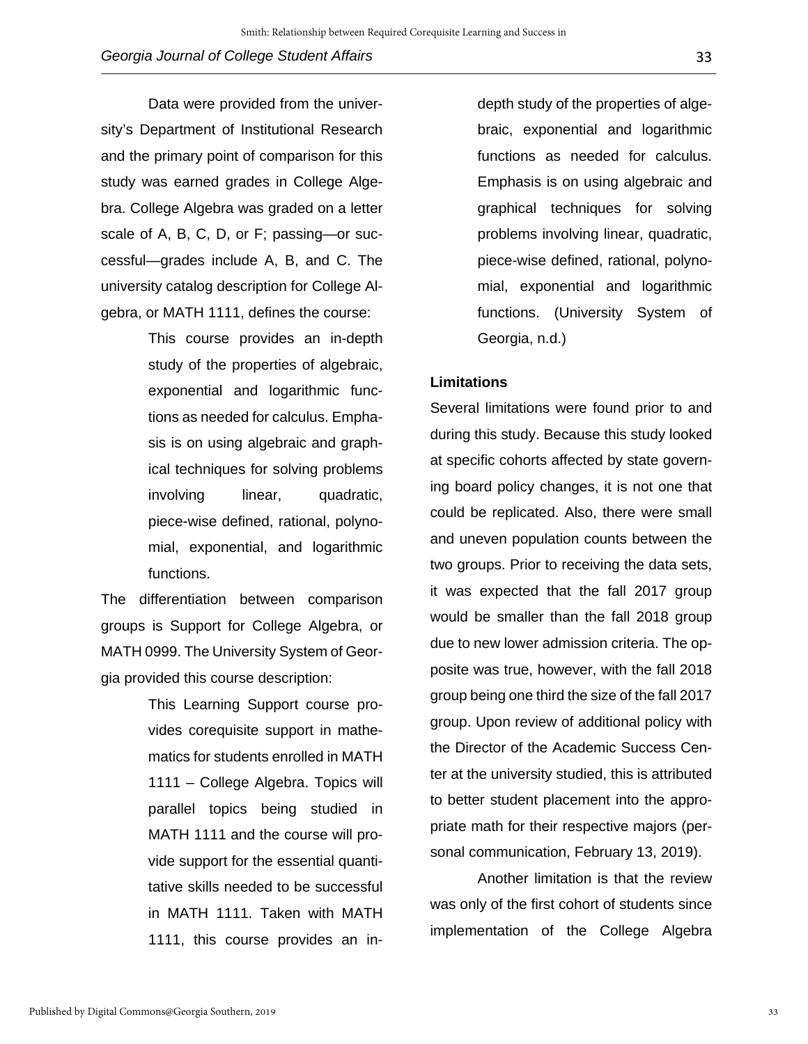Data were provided from the university's Department of Institutional Research and the primary point of comparison for this study was earned grades in College Algebra. College Algebra was graded on a letter scale of A, B, C, D, or F; passing—or successful—grades include A, B, and C. The university catalog description for College Algebra, or MATH 1111, defines the course:

> This course provides an in-depth study of the properties of algebraic, exponential and logarithmic functions as needed for calculus. Emphasis is on using algebraic and graphical techniques for solving problems involving linear, quadratic, piece-wise defined, rational, polynomial, exponential, and logarithmic functions.

The differentiation between comparison groups is Support for College Algebra, or MATH 0999. The University System of Georgia provided this course description:

> This Learning Support course provides corequisite support in mathematics for students enrolled in MATH 1111 – College Algebra. Topics will parallel topics being studied in MATH 1111 and the course will provide support for the essential quantitative skills needed to be successful in MATH 1111. Taken with MATH 1111, this course provides an in-depth study of the properties of algebraic, exponential and logarithmic functions as needed for calculus. Emphasis is on using algebraic and graphical techniques for solving problems involving linear, quadratic, piece-wise defined, rational, polynomial, exponential and logarithmic functions. (University System of Georgia, n.d.)

### Limitations

Several limitations were found prior to and during this study. Because this study looked at specific cohorts affected by state governing board policy changes, it is not one that could be replicated. Also, there were small and uneven population counts between the two groups. Prior to receiving the data sets, it was expected that the fall 2017 group would be smaller than the fall 2018 group due to new lower admission criteria. The opposite was true, however, with the fall 2018 group being one third the size of the fall 2017 group. Upon review of additional policy with the Director of the Academic Success Center at the university studied, this is attributed to better student placement into the appropriate math for their respective majors (personal communication, February 13, 2019).

Another limitation is that the review was only of the first cohort of students since implementation of the College Algebra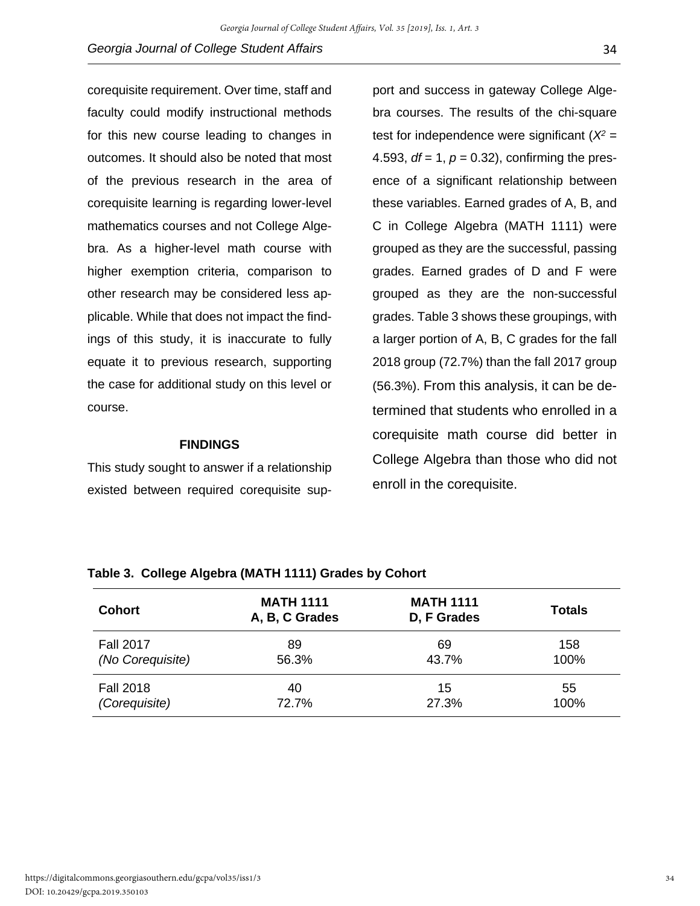corequisite requirement. Over time, staff and faculty could modify instructional methods for this new course leading to changes in outcomes. It should also be noted that most of the previous research in the area of corequisite learning is regarding lower-level mathematics courses and not College Algebra. As a higher-level math course with higher exemption criteria, comparison to other research may be considered less applicable. While that does not impact the findings of this study, it is inaccurate to fully equate it to previous research, supporting the case for additional study on this level or course.

## FINDINGS

This study sought to answer if a relationship existed between required corequisite support and success in gateway College Algebra courses. The results of the chi-square test for independence were significant ($X^2 = 4.593$, $df = 1$, $p = 0.32$), confirming the presence of a significant relationship between these variables. Earned grades of A, B, and C in College Algebra (MATH 1111) were grouped as they are the successful, passing grades. Earned grades of D and F were grouped as they are the non-successful grades. Table 3 shows these groupings, with a larger portion of A, B, C grades for the fall 2018 group (72.7%) than the fall 2017 group (56.3%). From this analysis, it can be determined that students who enrolled in a corequisite math course did better in College Algebra than those who did not enroll in the corequisite.

**Table 3. College Algebra (MATH 1111) Grades by Cohort**

| Cohort | MATH 1111 A, B, C Grades | MATH 1111 D, F Grades | Totals |
|---|---|---|---|
| Fall 2017 *(No Corequisite)* | 89<br>56.3% | 69<br>43.7% | 158<br>100% |
| Fall 2018 *(Corequisite)* | 40<br>72.7% | 15<br>27.3% | 55<br>100% |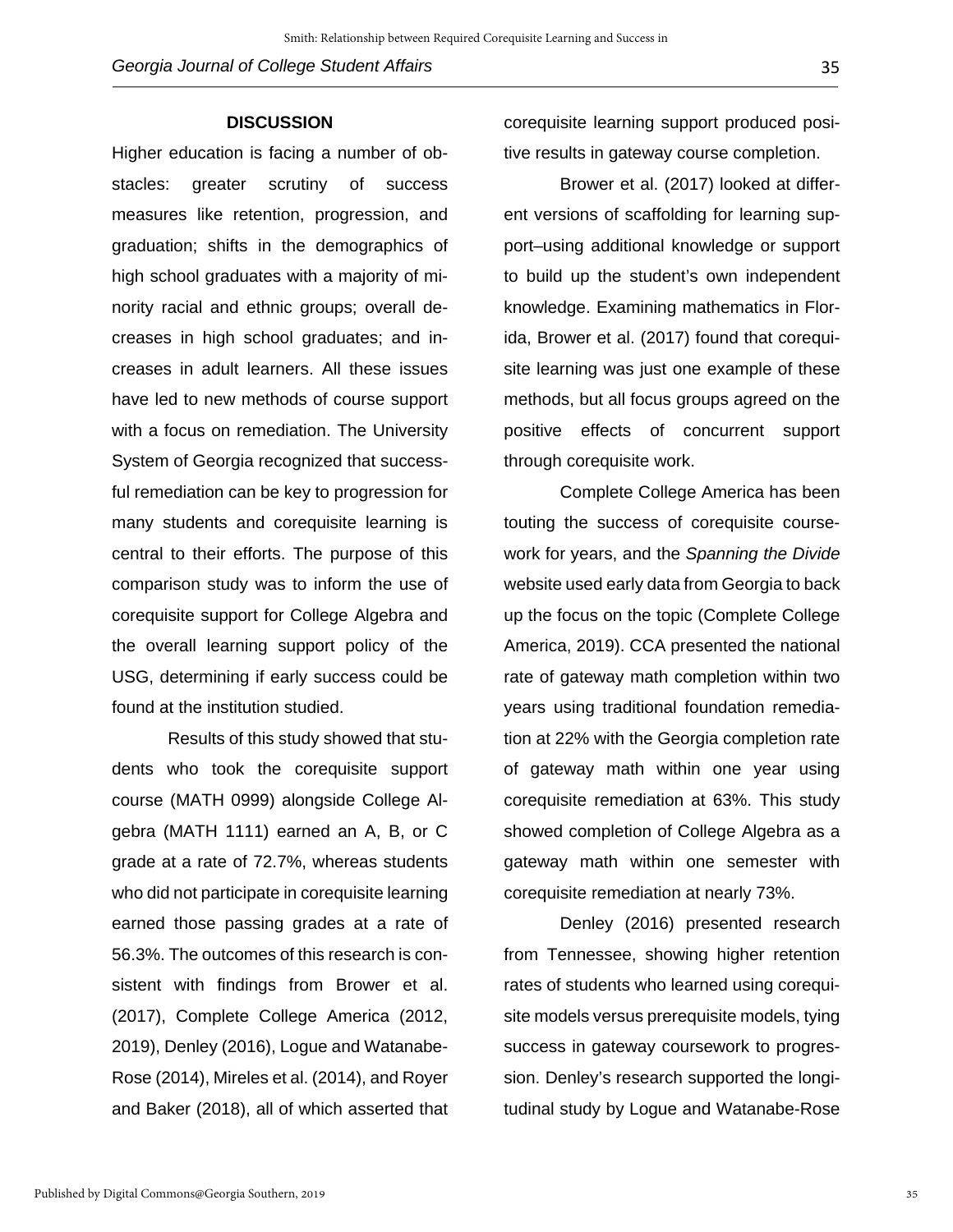## DISCUSSION

Higher education is facing a number of obstacles: greater scrutiny of success measures like retention, progression, and graduation; shifts in the demographics of high school graduates with a majority of minority racial and ethnic groups; overall decreases in high school graduates; and increases in adult learners. All these issues have led to new methods of course support with a focus on remediation. The University System of Georgia recognized that successful remediation can be key to progression for many students and corequisite learning is central to their efforts. The purpose of this comparison study was to inform the use of corequisite support for College Algebra and the overall learning support policy of the USG, determining if early success could be found at the institution studied.

Results of this study showed that students who took the corequisite support course (MATH 0999) alongside College Algebra (MATH 1111) earned an A, B, or C grade at a rate of 72.7%, whereas students who did not participate in corequisite learning earned those passing grades at a rate of 56.3%. The outcomes of this research is consistent with findings from Brower et al. (2017), Complete College America (2012, 2019), Denley (2016), Logue and Watanabe-Rose (2014), Mireles et al. (2014), and Royer and Baker (2018), all of which asserted that corequisite learning support produced positive results in gateway course completion.

Brower et al. (2017) looked at different versions of scaffolding for learning support–using additional knowledge or support to build up the student's own independent knowledge. Examining mathematics in Florida, Brower et al. (2017) found that corequisite learning was just one example of these methods, but all focus groups agreed on the positive effects of concurrent support through corequisite work.

Complete College America has been touting the success of corequisite coursework for years, and the *Spanning the Divide* website used early data from Georgia to back up the focus on the topic (Complete College America, 2019). CCA presented the national rate of gateway math completion within two years using traditional foundation remediation at 22% with the Georgia completion rate of gateway math within one year using corequisite remediation at 63%. This study showed completion of College Algebra as a gateway math within one semester with corequisite remediation at nearly 73%.

Denley (2016) presented research from Tennessee, showing higher retention rates of students who learned using corequisite models versus prerequisite models, tying success in gateway coursework to progression. Denley's research supported the longitudinal study by Logue and Watanabe-Rose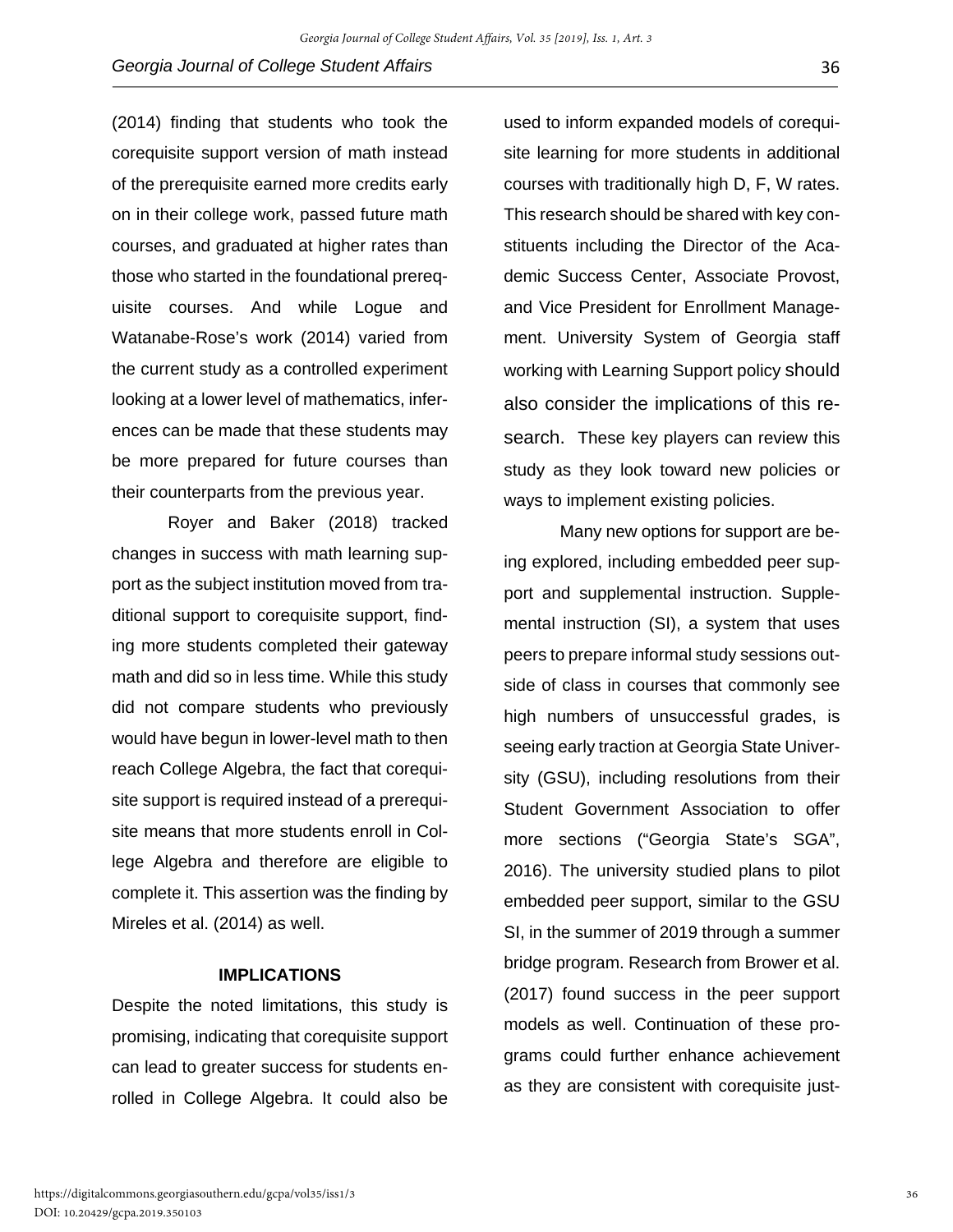(2014) finding that students who took the corequisite support version of math instead of the prerequisite earned more credits early on in their college work, passed future math courses, and graduated at higher rates than those who started in the foundational prerequisite courses. And while Logue and Watanabe-Rose's work (2014) varied from the current study as a controlled experiment looking at a lower level of mathematics, inferences can be made that these students may be more prepared for future courses than their counterparts from the previous year.

Royer and Baker (2018) tracked changes in success with math learning support as the subject institution moved from traditional support to corequisite support, finding more students completed their gateway math and did so in less time. While this study did not compare students who previously would have begun in lower-level math to then reach College Algebra, the fact that corequisite support is required instead of a prerequisite means that more students enroll in College Algebra and therefore are eligible to complete it. This assertion was the finding by Mireles et al. (2014) as well.

## IMPLICATIONS

Despite the noted limitations, this study is promising, indicating that corequisite support can lead to greater success for students enrolled in College Algebra. It could also be used to inform expanded models of corequisite learning for more students in additional courses with traditionally high D, F, W rates. This research should be shared with key constituents including the Director of the Academic Success Center, Associate Provost, and Vice President for Enrollment Management. University System of Georgia staff working with Learning Support policy should also consider the implications of this research. These key players can review this study as they look toward new policies or ways to implement existing policies.

Many new options for support are being explored, including embedded peer support and supplemental instruction. Supplemental instruction (SI), a system that uses peers to prepare informal study sessions outside of class in courses that commonly see high numbers of unsuccessful grades, is seeing early traction at Georgia State University (GSU), including resolutions from their Student Government Association to offer more sections ("Georgia State's SGA", 2016). The university studied plans to pilot embedded peer support, similar to the GSU SI, in the summer of 2019 through a summer bridge program. Research from Brower et al. (2017) found success in the peer support models as well. Continuation of these programs could further enhance achievement as they are consistent with corequisite just-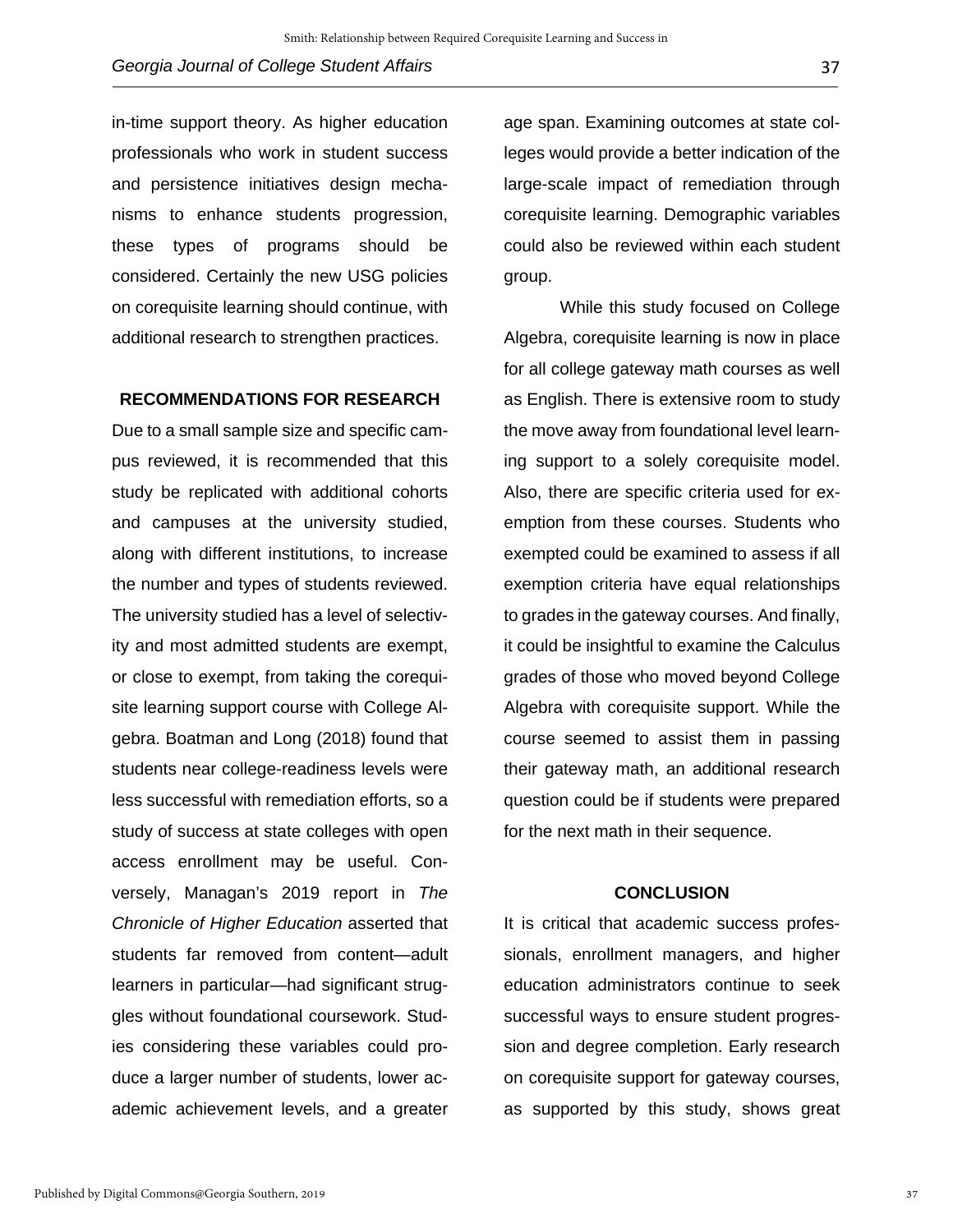in-time support theory. As higher education professionals who work in student success and persistence initiatives design mechanisms to enhance students progression, these types of programs should be considered. Certainly the new USG policies on corequisite learning should continue, with additional research to strengthen practices.

## RECOMMENDATIONS FOR RESEARCH

Due to a small sample size and specific campus reviewed, it is recommended that this study be replicated with additional cohorts and campuses at the university studied, along with different institutions, to increase the number and types of students reviewed. The university studied has a level of selectivity and most admitted students are exempt, or close to exempt, from taking the corequisite learning support course with College Algebra. Boatman and Long (2018) found that students near college-readiness levels were less successful with remediation efforts, so a study of success at state colleges with open access enrollment may be useful. Conversely, Managan's 2019 report in *The Chronicle of Higher Education* asserted that students far removed from content—adult learners in particular—had significant struggles without foundational coursework. Studies considering these variables could produce a larger number of students, lower academic achievement levels, and a greater age span. Examining outcomes at state colleges would provide a better indication of the large-scale impact of remediation through corequisite learning. Demographic variables could also be reviewed within each student group.

While this study focused on College Algebra, corequisite learning is now in place for all college gateway math courses as well as English. There is extensive room to study the move away from foundational level learning support to a solely corequisite model. Also, there are specific criteria used for exemption from these courses. Students who exempted could be examined to assess if all exemption criteria have equal relationships to grades in the gateway courses. And finally, it could be insightful to examine the Calculus grades of those who moved beyond College Algebra with corequisite support. While the course seemed to assist them in passing their gateway math, an additional research question could be if students were prepared for the next math in their sequence.

## CONCLUSION

It is critical that academic success professionals, enrollment managers, and higher education administrators continue to seek successful ways to ensure student progression and degree completion. Early research on corequisite support for gateway courses, as supported by this study, shows great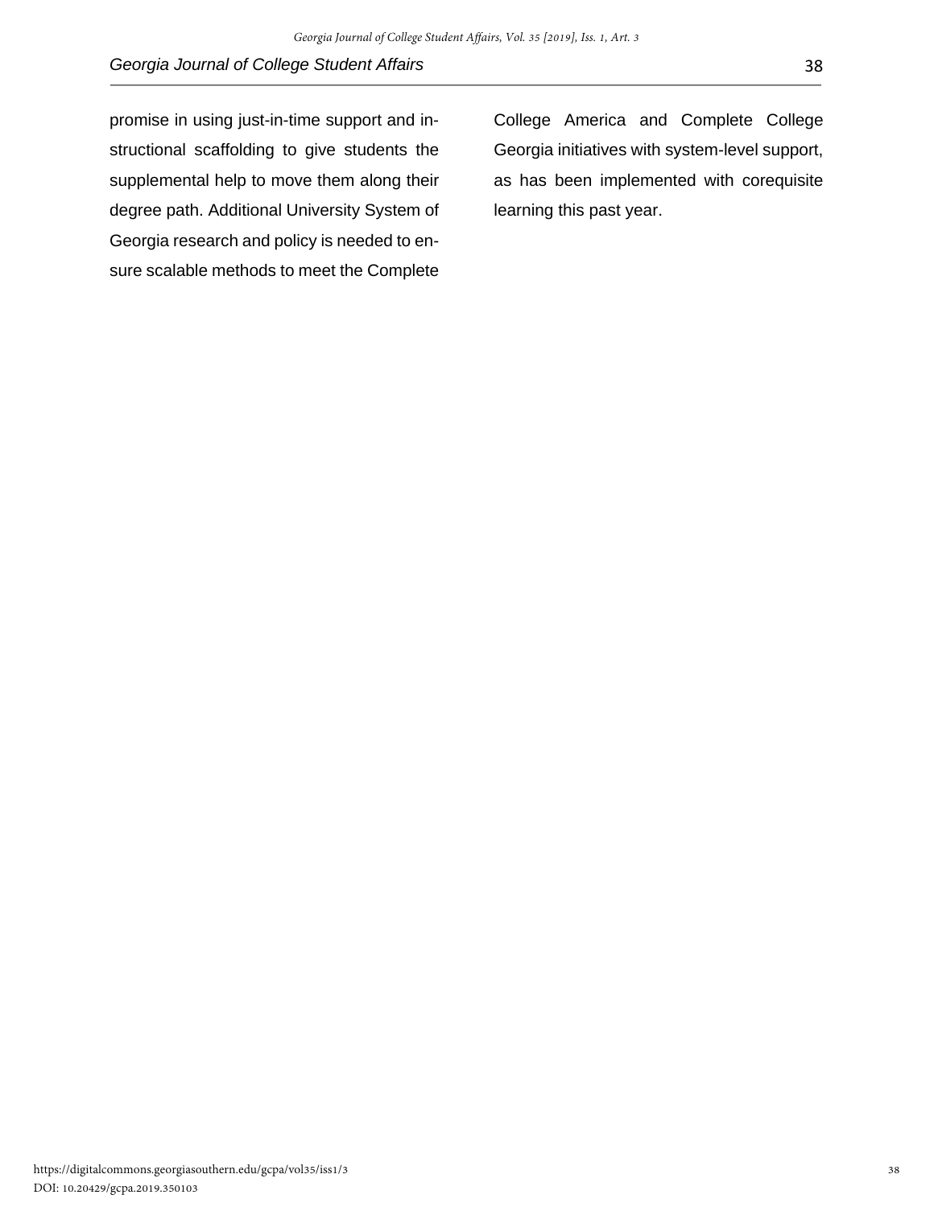promise in using just-in-time support and instructional scaffolding to give students the supplemental help to move them along their degree path. Additional University System of Georgia research and policy is needed to ensure scalable methods to meet the Complete College America and Complete College Georgia initiatives with system-level support, as has been implemented with corequisite learning this past year.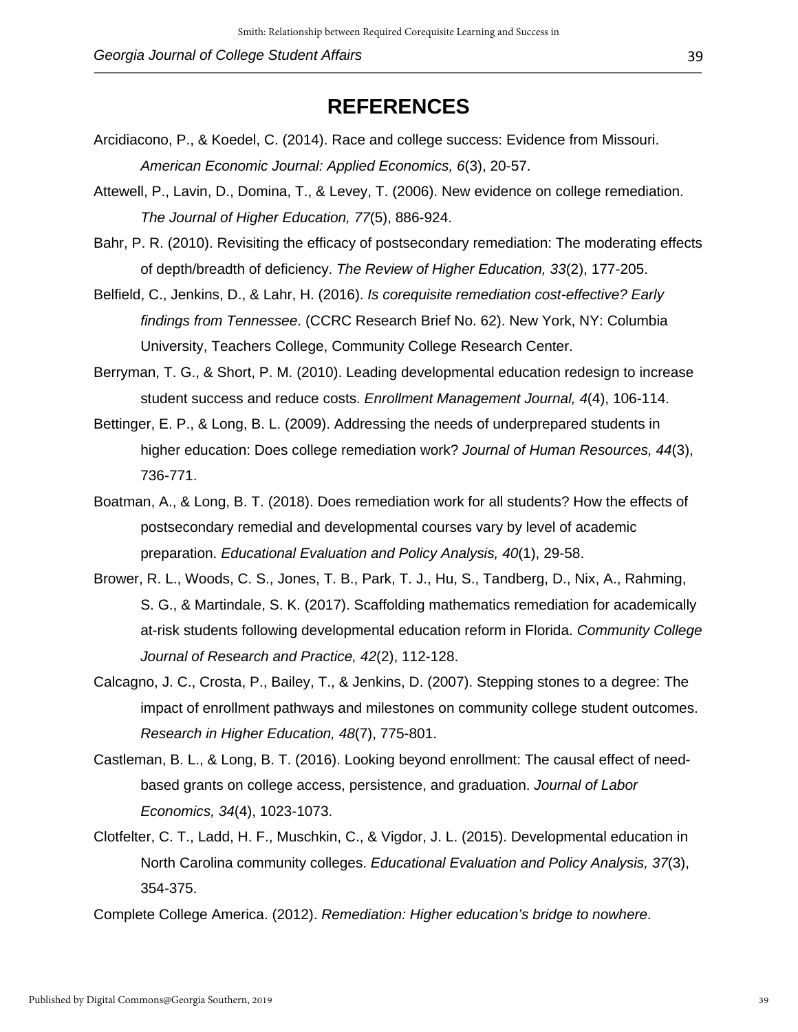# REFERENCES

Arcidiacono, P., & Koedel, C. (2014). Race and college success: Evidence from Missouri. *American Economic Journal: Applied Economics, 6*(3), 20-57.

Attewell, P., Lavin, D., Domina, T., & Levey, T. (2006). New evidence on college remediation. *The Journal of Higher Education, 77*(5), 886-924.

Bahr, P. R. (2010). Revisiting the efficacy of postsecondary remediation: The moderating effects of depth/breadth of deficiency. *The Review of Higher Education, 33*(2), 177-205.

Belfield, C., Jenkins, D., & Lahr, H. (2016). *Is corequisite remediation cost-effective? Early findings from Tennessee*. (CCRC Research Brief No. 62). New York, NY: Columbia University, Teachers College, Community College Research Center.

Berryman, T. G., & Short, P. M. (2010). Leading developmental education redesign to increase student success and reduce costs. *Enrollment Management Journal, 4*(4), 106-114.

Bettinger, E. P., & Long, B. L. (2009). Addressing the needs of underprepared students in higher education: Does college remediation work? *Journal of Human Resources, 44*(3), 736-771.

Boatman, A., & Long, B. T. (2018). Does remediation work for all students? How the effects of postsecondary remedial and developmental courses vary by level of academic preparation. *Educational Evaluation and Policy Analysis, 40*(1), 29-58.

Brower, R. L., Woods, C. S., Jones, T. B., Park, T. J., Hu, S., Tandberg, D., Nix, A., Rahming, S. G., & Martindale, S. K. (2017). Scaffolding mathematics remediation for academically at-risk students following developmental education reform in Florida. *Community College Journal of Research and Practice, 42*(2), 112-128.

Calcagno, J. C., Crosta, P., Bailey, T., & Jenkins, D. (2007). Stepping stones to a degree: The impact of enrollment pathways and milestones on community college student outcomes. *Research in Higher Education, 48*(7), 775-801.

Castleman, B. L., & Long, B. T. (2016). Looking beyond enrollment: The causal effect of need-based grants on college access, persistence, and graduation. *Journal of Labor Economics, 34*(4), 1023-1073.

Clotfelter, C. T., Ladd, H. F., Muschkin, C., & Vigdor, J. L. (2015). Developmental education in North Carolina community colleges. *Educational Evaluation and Policy Analysis, 37*(3), 354-375.

Complete College America. (2012). *Remediation: Higher education's bridge to nowhere*.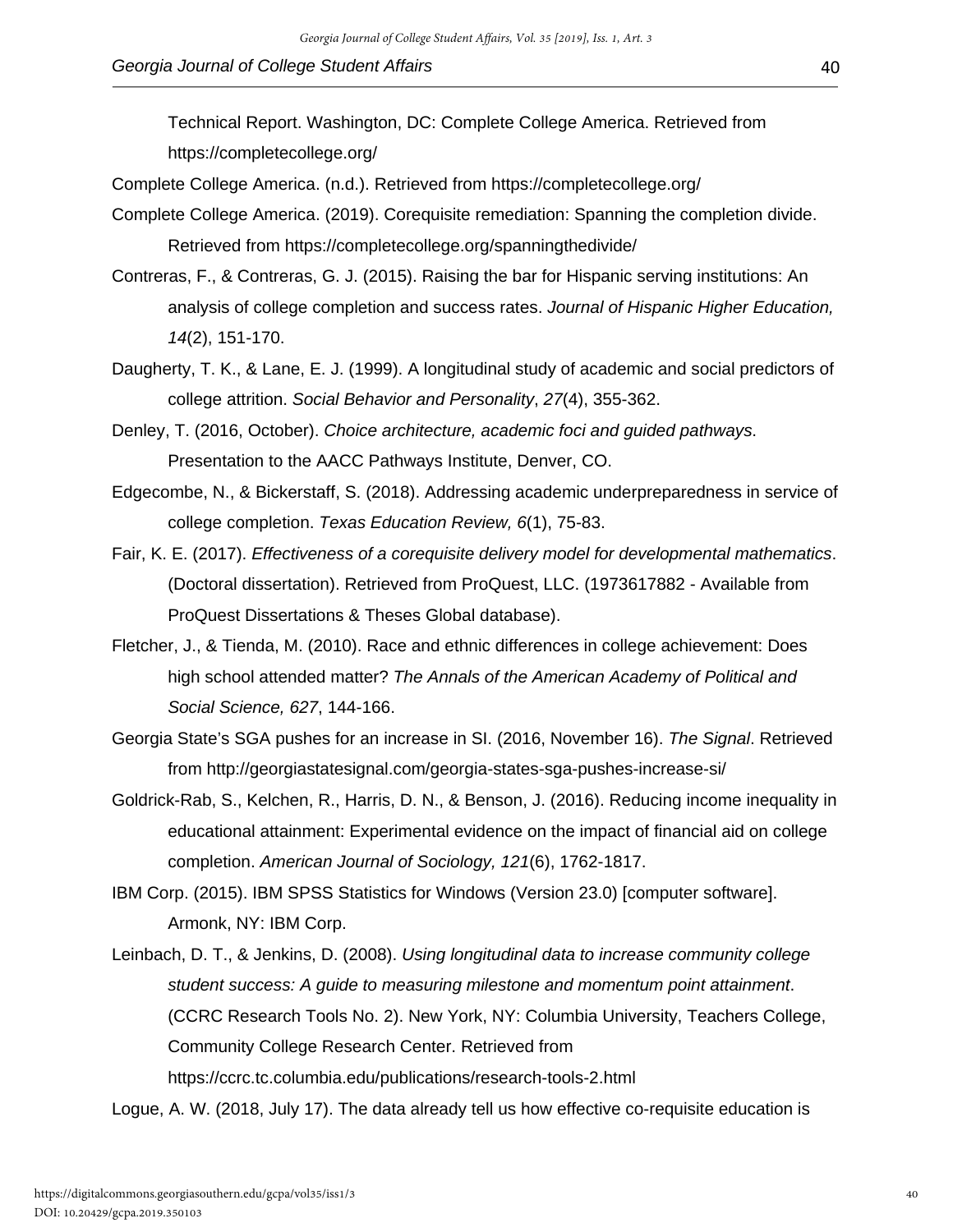Technical Report. Washington, DC: Complete College America. Retrieved from https://completecollege.org/

Complete College America. (n.d.). Retrieved from https://completecollege.org/

Complete College America. (2019). Corequisite remediation: Spanning the completion divide. Retrieved from https://completecollege.org/spanningthedivide/

Contreras, F., & Contreras, G. J. (2015). Raising the bar for Hispanic serving institutions: An analysis of college completion and success rates. *Journal of Hispanic Higher Education, 14*(2), 151-170.

Daugherty, T. K., & Lane, E. J. (1999). A longitudinal study of academic and social predictors of college attrition. *Social Behavior and Personality*, *27*(4), 355-362.

Denley, T. (2016, October). *Choice architecture, academic foci and guided pathways.* Presentation to the AACC Pathways Institute, Denver, CO.

Edgecombe, N., & Bickerstaff, S. (2018). Addressing academic underpreparedness in service of college completion. *Texas Education Review, 6*(1), 75-83.

Fair, K. E. (2017). *Effectiveness of a corequisite delivery model for developmental mathematics*. (Doctoral dissertation). Retrieved from ProQuest, LLC. (1973617882 - Available from ProQuest Dissertations & Theses Global database).

Fletcher, J., & Tienda, M. (2010). Race and ethnic differences in college achievement: Does high school attended matter? *The Annals of the American Academy of Political and Social Science, 627*, 144-166.

Georgia State's SGA pushes for an increase in SI. (2016, November 16). *The Signal*. Retrieved from http://georgiastatesignal.com/georgia-states-sga-pushes-increase-si/

Goldrick-Rab, S., Kelchen, R., Harris, D. N., & Benson, J. (2016). Reducing income inequality in educational attainment: Experimental evidence on the impact of financial aid on college completion. *American Journal of Sociology, 121*(6), 1762-1817.

IBM Corp. (2015). IBM SPSS Statistics for Windows (Version 23.0) [computer software]. Armonk, NY: IBM Corp.

Leinbach, D. T., & Jenkins, D. (2008). *Using longitudinal data to increase community college student success: A guide to measuring milestone and momentum point attainment*. (CCRC Research Tools No. 2). New York, NY: Columbia University, Teachers College, Community College Research Center. Retrieved from https://ccrc.tc.columbia.edu/publications/research-tools-2.html

Logue, A. W. (2018, July 17). The data already tell us how effective co-requisite education is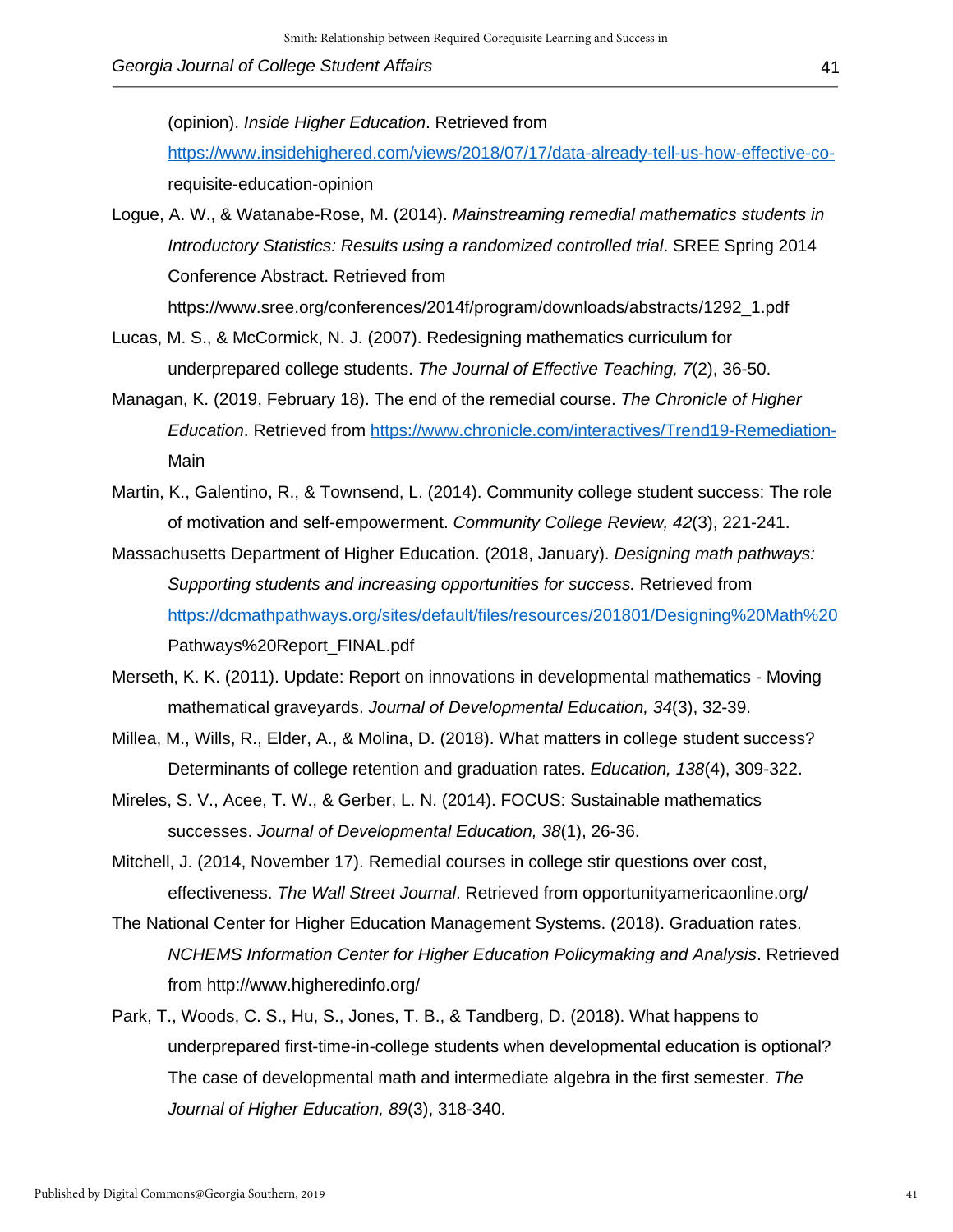(opinion). *Inside Higher Education*. Retrieved from https://www.insidehighered.com/views/2018/07/17/data-already-tell-us-how-effective-co-requisite-education-opinion

Logue, A. W., & Watanabe-Rose, M. (2014). *Mainstreaming remedial mathematics students in Introductory Statistics: Results using a randomized controlled trial*. SREE Spring 2014 Conference Abstract. Retrieved from https://www.sree.org/conferences/2014f/program/downloads/abstracts/1292_1.pdf

Lucas, M. S., & McCormick, N. J. (2007). Redesigning mathematics curriculum for underprepared college students. *The Journal of Effective Teaching, 7*(2), 36-50.

Managan, K. (2019, February 18). The end of the remedial course. *The Chronicle of Higher Education*. Retrieved from https://www.chronicle.com/interactives/Trend19-Remediation-Main

Martin, K., Galentino, R., & Townsend, L. (2014). Community college student success: The role of motivation and self-empowerment. *Community College Review, 42*(3), 221-241.

Massachusetts Department of Higher Education. (2018, January). *Designing math pathways: Supporting students and increasing opportunities for success.* Retrieved from https://dcmathpathways.org/sites/default/files/resources/201801/Designing%20Math%20Pathways%20Report_FINAL.pdf

Merseth, K. K. (2011). Update: Report on innovations in developmental mathematics - Moving mathematical graveyards. *Journal of Developmental Education, 34*(3), 32-39.

Millea, M., Wills, R., Elder, A., & Molina, D. (2018). What matters in college student success? Determinants of college retention and graduation rates. *Education, 138*(4), 309-322.

Mireles, S. V., Acee, T. W., & Gerber, L. N. (2014). FOCUS: Sustainable mathematics successes. *Journal of Developmental Education, 38*(1), 26-36.

Mitchell, J. (2014, November 17). Remedial courses in college stir questions over cost, effectiveness. *The Wall Street Journal*. Retrieved from opportunityamericaonline.org/

The National Center for Higher Education Management Systems. (2018). Graduation rates. *NCHEMS Information Center for Higher Education Policymaking and Analysis*. Retrieved from http://www.higheredinfo.org/

Park, T., Woods, C. S., Hu, S., Jones, T. B., & Tandberg, D. (2018). What happens to underprepared first-time-in-college students when developmental education is optional? The case of developmental math and intermediate algebra in the first semester. *The Journal of Higher Education, 89*(3), 318-340.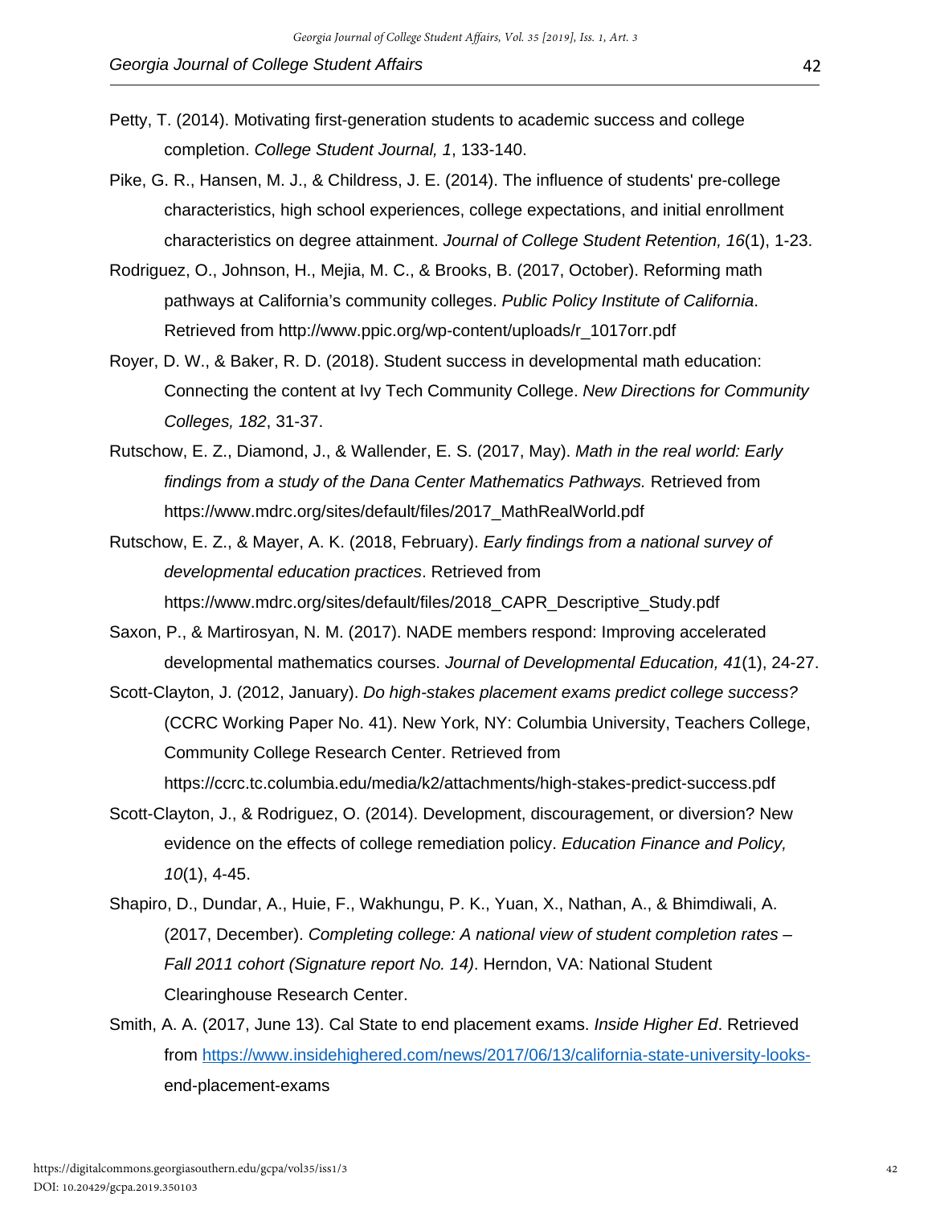Petty, T. (2014). Motivating first-generation students to academic success and college completion. *College Student Journal, 1*, 133-140.

Pike, G. R., Hansen, M. J., & Childress, J. E. (2014). The influence of students' pre-college characteristics, high school experiences, college expectations, and initial enrollment characteristics on degree attainment. *Journal of College Student Retention, 16*(1), 1-23.

Rodriguez, O., Johnson, H., Mejia, M. C., & Brooks, B. (2017, October). Reforming math pathways at California's community colleges. *Public Policy Institute of California*. Retrieved from http://www.ppic.org/wp-content/uploads/r_1017orr.pdf

Royer, D. W., & Baker, R. D. (2018). Student success in developmental math education: Connecting the content at Ivy Tech Community College. *New Directions for Community Colleges, 182*, 31-37.

Rutschow, E. Z., Diamond, J., & Wallender, E. S. (2017, May). *Math in the real world: Early findings from a study of the Dana Center Mathematics Pathways.* Retrieved from https://www.mdrc.org/sites/default/files/2017_MathRealWorld.pdf

Rutschow, E. Z., & Mayer, A. K. (2018, February). *Early findings from a national survey of developmental education practices*. Retrieved from https://www.mdrc.org/sites/default/files/2018_CAPR_Descriptive_Study.pdf

Saxon, P., & Martirosyan, N. M. (2017). NADE members respond: Improving accelerated developmental mathematics courses. *Journal of Developmental Education, 41*(1), 24-27.

Scott-Clayton, J. (2012, January). *Do high-stakes placement exams predict college success?* (CCRC Working Paper No. 41). New York, NY: Columbia University, Teachers College, Community College Research Center. Retrieved from https://ccrc.tc.columbia.edu/media/k2/attachments/high-stakes-predict-success.pdf

Scott-Clayton, J., & Rodriguez, O. (2014). Development, discouragement, or diversion? New evidence on the effects of college remediation policy. *Education Finance and Policy, 10*(1), 4-45.

Shapiro, D., Dundar, A., Huie, F., Wakhungu, P. K., Yuan, X., Nathan, A., & Bhimdiwali, A. (2017, December). *Completing college: A national view of student completion rates – Fall 2011 cohort (Signature report No. 14)*. Herndon, VA: National Student Clearinghouse Research Center.

Smith, A. A. (2017, June 13). Cal State to end placement exams. *Inside Higher Ed*. Retrieved from https://www.insidehighered.com/news/2017/06/13/california-state-university-looks-end-placement-exams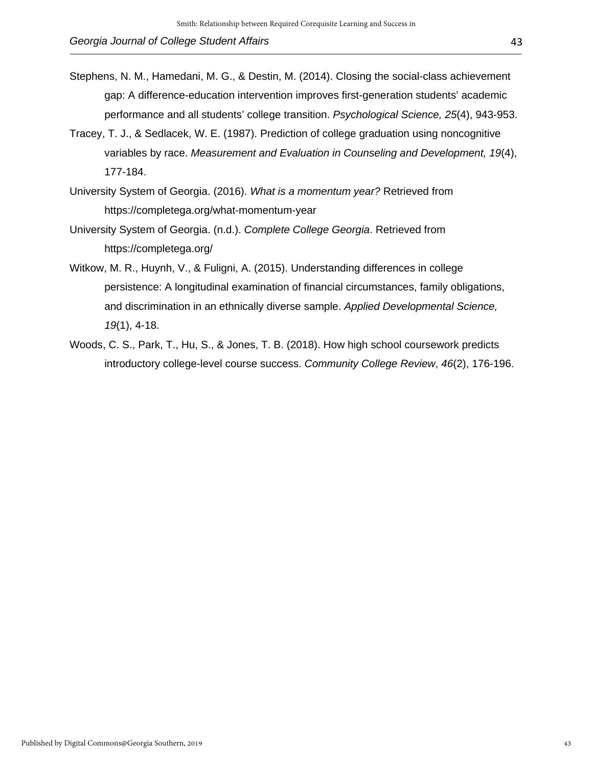Stephens, N. M., Hamedani, M. G., & Destin, M. (2014). Closing the social-class achievement gap: A difference-education intervention improves first-generation students' academic performance and all students' college transition. *Psychological Science, 25*(4), 943-953.

Tracey, T. J., & Sedlacek, W. E. (1987). Prediction of college graduation using noncognitive variables by race. *Measurement and Evaluation in Counseling and Development, 19*(4), 177-184.

University System of Georgia. (2016). *What is a momentum year?* Retrieved from https://completega.org/what-momentum-year

University System of Georgia. (n.d.). *Complete College Georgia*. Retrieved from https://completega.org/

Witkow, M. R., Huynh, V., & Fuligni, A. (2015). Understanding differences in college persistence: A longitudinal examination of financial circumstances, family obligations, and discrimination in an ethnically diverse sample. *Applied Developmental Science, 19*(1), 4-18.

Woods, C. S., Park, T., Hu, S., & Jones, T. B. (2018). How high school coursework predicts introductory college-level course success. *Community College Review*, *46*(2), 176-196.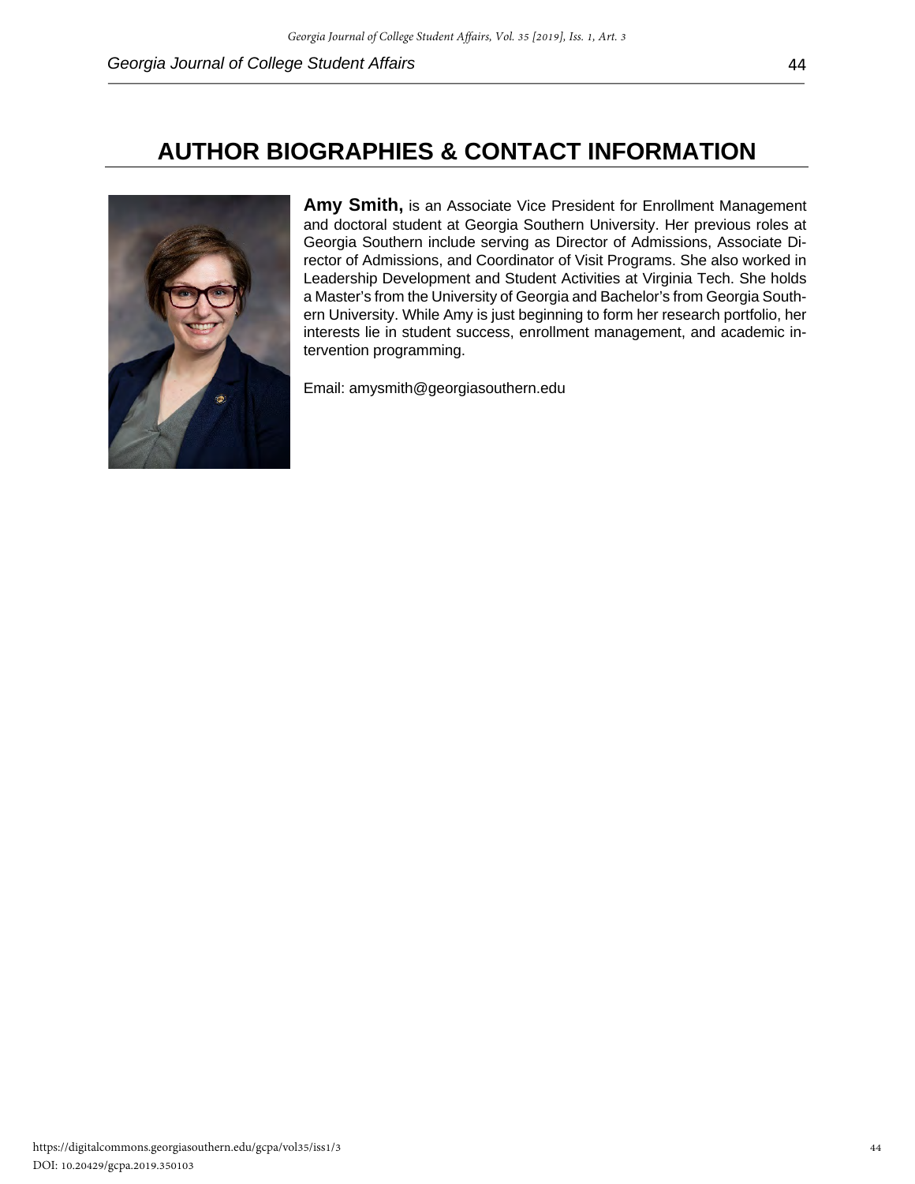# AUTHOR BIOGRAPHIES & CONTACT INFORMATION

**Amy Smith,** is an Associate Vice President for Enrollment Management and doctoral student at Georgia Southern University. Her previous roles at Georgia Southern include serving as Director of Admissions, Associate Director of Admissions, and Coordinator of Visit Programs. She also worked in Leadership Development and Student Activities at Virginia Tech. She holds a Master's from the University of Georgia and Bachelor's from Georgia Southern University. While Amy is just beginning to form her research portfolio, her interests lie in student success, enrollment management, and academic intervention programming.

Email: amysmith@georgiasouthern.edu